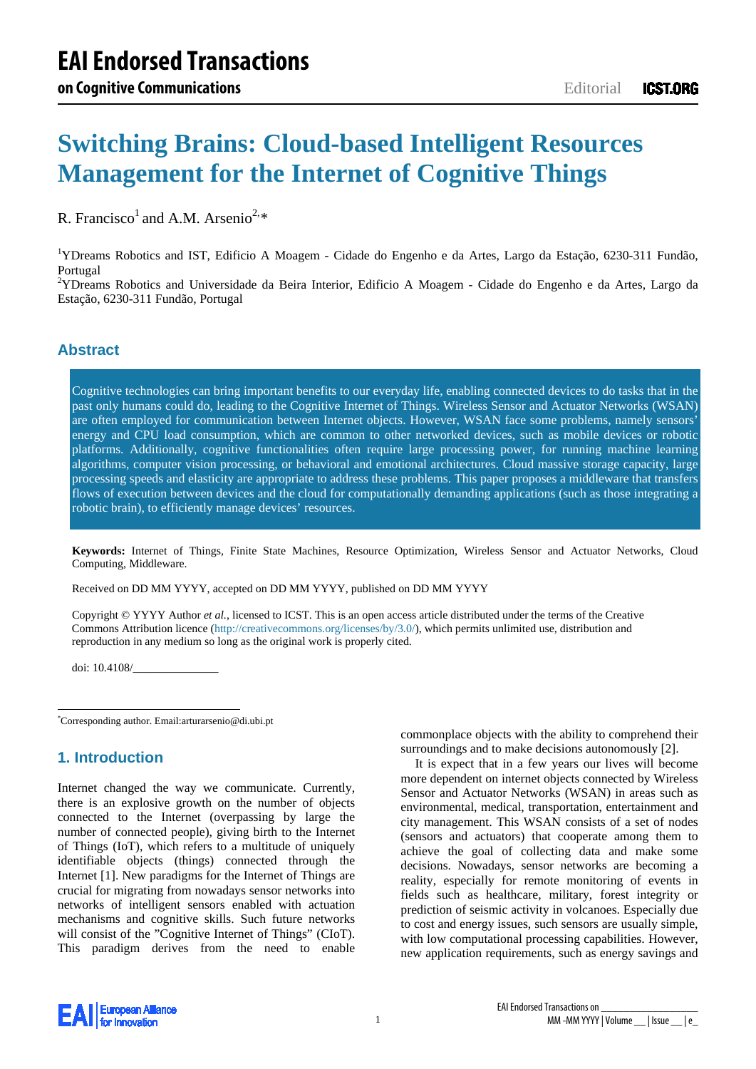# Switching Brains: Cloud-based Intelligent Resources Management for the Internet of Cognitive Things

R. Francisco[1] and A.M. Arsenio[2,*]

[1]YDreams Robotics and IST, Edificio A Moagem - Cidade do Engenho e da Artes, Largo da Estação, 6230-311 Fundão, Portugal

[2]YDreams Robotics and Universidade da Beira Interior, Edificio A Moagem - Cidade do Engenho e da Artes, Largo da Estação, 6230-311 Fundão, Portugal

## Abstract

Cognitive technologies can bring important benefits to our everyday life, enabling connected devices to do tasks that in the past only humans could do, leading to the Cognitive Internet of Things. Wireless Sensor and Actuator Networks (WSAN) are often employed for communication between Internet objects. However, WSAN face some problems, namely sensors' energy and CPU load consumption, which are common to other networked devices, such as mobile devices or robotic platforms. Additionally, cognitive functionalities often require large processing power, for running machine learning algorithms, computer vision processing, or behavioral and emotional architectures. Cloud massive storage capacity, large processing speeds and elasticity are appropriate to address these problems. This paper proposes a middleware that transfers flows of execution between devices and the cloud for computationally demanding applications (such as those integrating a robotic brain), to efficiently manage devices' resources.

**Keywords:** Internet of Things, Finite State Machines, Resource Optimization, Wireless Sensor and Actuator Networks, Cloud Computing, Middleware.

Received on DD MM YYYY, accepted on DD MM YYYY, published on DD MM YYYY

Copyright © YYYY Author *et al.*, licensed to ICST. This is an open access article distributed under the terms of the Creative Commons Attribution licence (http://creativecommons.org/licenses/by/3.0/), which permits unlimited use, distribution and reproduction in any medium so long as the original work is properly cited.

doi: 10.4108/_______________

*Corresponding author. Email:arturarsenio@di.ubi.pt

## 1. Introduction

Internet changed the way we communicate. Currently, there is an explosive growth on the number of objects connected to the Internet (overpassing by large the number of connected people), giving birth to the Internet of Things (IoT), which refers to a multitude of uniquely identifiable objects (things) connected through the Internet [1]. New paradigms for the Internet of Things are crucial for migrating from nowadays sensor networks into networks of intelligent sensors enabled with actuation mechanisms and cognitive skills. Such future networks will consist of the "Cognitive Internet of Things" (CIoT). This paradigm derives from the need to enable commonplace objects with the ability to comprehend their surroundings and to make decisions autonomously [2].

It is expect that in a few years our lives will become more dependent on internet objects connected by Wireless Sensor and Actuator Networks (WSAN) in areas such as environmental, medical, transportation, entertainment and city management. This WSAN consists of a set of nodes (sensors and actuators) that cooperate among them to achieve the goal of collecting data and make some decisions. Nowadays, sensor networks are becoming a reality, especially for remote monitoring of events in fields such as healthcare, military, forest integrity or prediction of seismic activity in volcanoes. Especially due to cost and energy issues, such sensors are usually simple, with low computational processing capabilities. However, new application requirements, such as energy savings and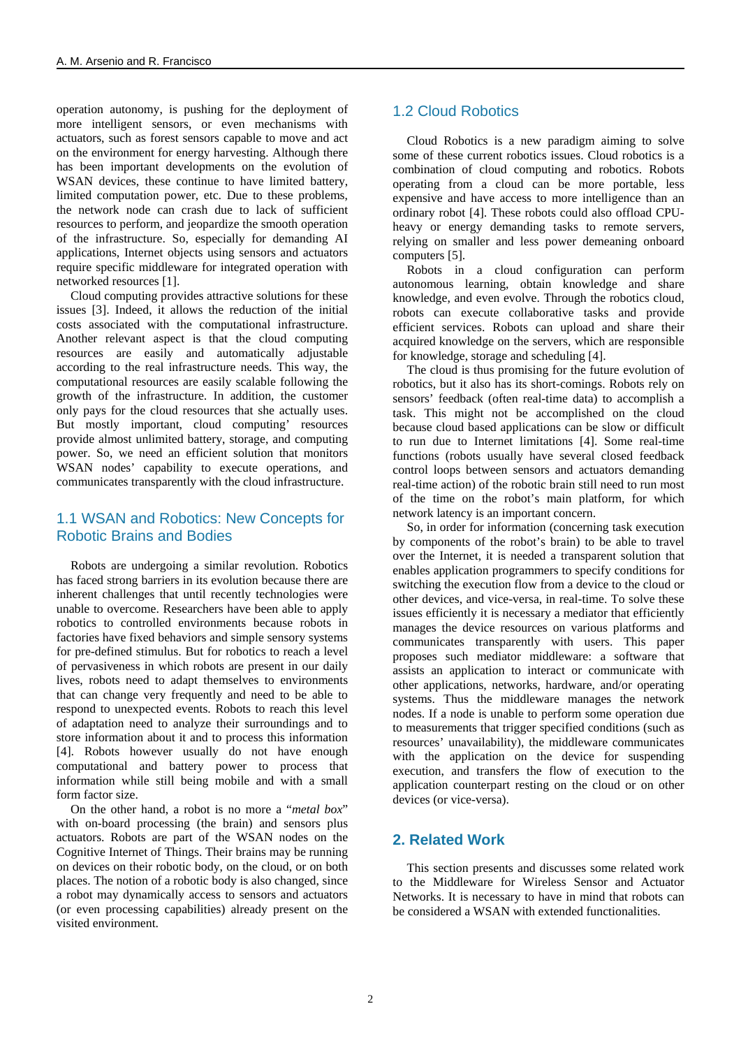operation autonomy, is pushing for the deployment of more intelligent sensors, or even mechanisms with actuators, such as forest sensors capable to move and act on the environment for energy harvesting. Although there has been important developments on the evolution of WSAN devices, these continue to have limited battery, limited computation power, etc. Due to these problems, the network node can crash due to lack of sufficient resources to perform, and jeopardize the smooth operation of the infrastructure. So, especially for demanding AI applications, Internet objects using sensors and actuators require specific middleware for integrated operation with networked resources [1].

Cloud computing provides attractive solutions for these issues [3]. Indeed, it allows the reduction of the initial costs associated with the computational infrastructure. Another relevant aspect is that the cloud computing resources are easily and automatically adjustable according to the real infrastructure needs. This way, the computational resources are easily scalable following the growth of the infrastructure. In addition, the customer only pays for the cloud resources that she actually uses. But mostly important, cloud computing' resources provide almost unlimited battery, storage, and computing power. So, we need an efficient solution that monitors WSAN nodes' capability to execute operations, and communicates transparently with the cloud infrastructure.

## 1.1 WSAN and Robotics: New Concepts for Robotic Brains and Bodies

Robots are undergoing a similar revolution. Robotics has faced strong barriers in its evolution because there are inherent challenges that until recently technologies were unable to overcome. Researchers have been able to apply robotics to controlled environments because robots in factories have fixed behaviors and simple sensory systems for pre-defined stimulus. But for robotics to reach a level of pervasiveness in which robots are present in our daily lives, robots need to adapt themselves to environments that can change very frequently and need to be able to respond to unexpected events. Robots to reach this level of adaptation need to analyze their surroundings and to store information about it and to process this information [4]. Robots however usually do not have enough computational and battery power to process that information while still being mobile and with a small form factor size.

On the other hand, a robot is no more a "*metal box*" with on-board processing (the brain) and sensors plus actuators. Robots are part of the WSAN nodes on the Cognitive Internet of Things. Their brains may be running on devices on their robotic body, on the cloud, or on both places. The notion of a robotic body is also changed, since a robot may dynamically access to sensors and actuators (or even processing capabilities) already present on the visited environment.

## 1.2 Cloud Robotics

Cloud Robotics is a new paradigm aiming to solve some of these current robotics issues. Cloud robotics is a combination of cloud computing and robotics. Robots operating from a cloud can be more portable, less expensive and have access to more intelligence than an ordinary robot [4]. These robots could also offload CPU-heavy or energy demanding tasks to remote servers, relying on smaller and less power demeaning onboard computers [5].

Robots in a cloud configuration can perform autonomous learning, obtain knowledge and share knowledge, and even evolve. Through the robotics cloud, robots can execute collaborative tasks and provide efficient services. Robots can upload and share their acquired knowledge on the servers, which are responsible for knowledge, storage and scheduling [4].

The cloud is thus promising for the future evolution of robotics, but it also has its short-comings. Robots rely on sensors' feedback (often real-time data) to accomplish a task. This might not be accomplished on the cloud because cloud based applications can be slow or difficult to run due to Internet limitations [4]. Some real-time functions (robots usually have several closed feedback control loops between sensors and actuators demanding real-time action) of the robotic brain still need to run most of the time on the robot's main platform, for which network latency is an important concern.

So, in order for information (concerning task execution by components of the robot's brain) to be able to travel over the Internet, it is needed a transparent solution that enables application programmers to specify conditions for switching the execution flow from a device to the cloud or other devices, and vice-versa, in real-time. To solve these issues efficiently it is necessary a mediator that efficiently manages the device resources on various platforms and communicates transparently with users. This paper proposes such mediator middleware: a software that assists an application to interact or communicate with other applications, networks, hardware, and/or operating systems. Thus the middleware manages the network nodes. If a node is unable to perform some operation due to measurements that trigger specified conditions (such as resources' unavailability), the middleware communicates with the application on the device for suspending execution, and transfers the flow of execution to the application counterpart resting on the cloud or on other devices (or vice-versa).

# 2. Related Work

This section presents and discusses some related work to the Middleware for Wireless Sensor and Actuator Networks. It is necessary to have in mind that robots can be considered a WSAN with extended functionalities.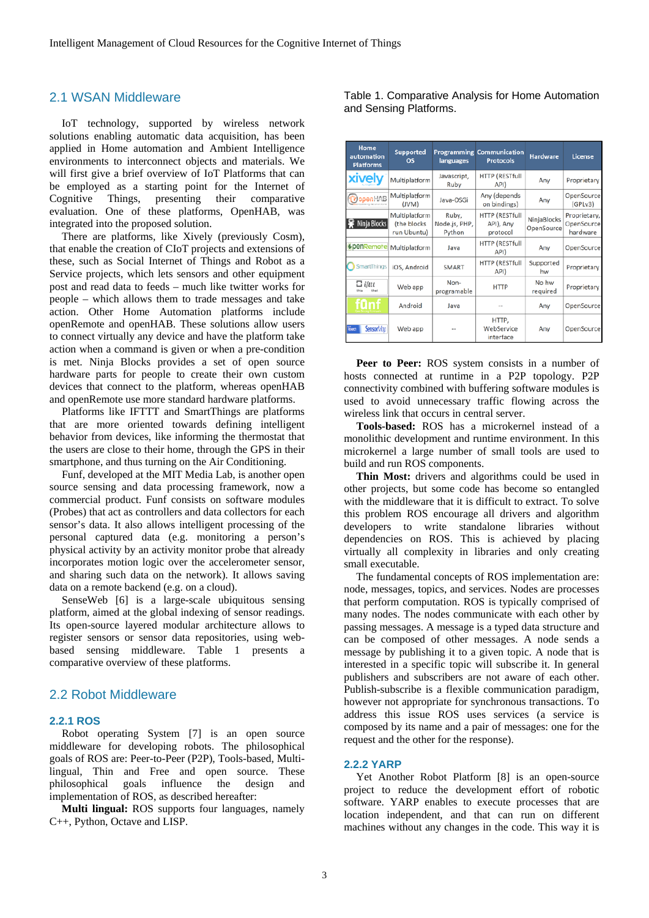## 2.1 WSAN Middleware

IoT technology, supported by wireless network solutions enabling automatic data acquisition, has been applied in Home automation and Ambient Intelligence environments to interconnect objects and materials. We will first give a brief overview of IoT Platforms that can be employed as a starting point for the Internet of Cognitive Things, presenting their comparative evaluation. One of these platforms, OpenHAB, was integrated into the proposed solution.

There are platforms, like Xively (previously Cosm), that enable the creation of CIoT projects and extensions of these, such as Social Internet of Things and Robot as a Service projects, which lets sensors and other equipment post and read data to feeds – much like twitter works for people – which allows them to trade messages and take action. Other Home Automation platforms include openRemote and openHAB. These solutions allow users to connect virtually any device and have the platform take action when a command is given or when a pre-condition is met. Ninja Blocks provides a set of open source hardware parts for people to create their own custom devices that connect to the platform, whereas openHAB and openRemote use more standard hardware platforms.

Platforms like IFTTT and SmartThings are platforms that are more oriented towards defining intelligent behavior from devices, like informing the thermostat that the users are close to their home, through the GPS in their smartphone, and thus turning on the Air Conditioning.

Funf, developed at the MIT Media Lab, is another open source sensing and data processing framework, now a commercial product. Funf consists on software modules (Probes) that act as controllers and data collectors for each sensor's data. It also allows intelligent processing of the personal captured data (e.g. monitoring a person's physical activity by an activity monitor probe that already incorporates motion logic over the accelerometer sensor, and sharing such data on the network). It allows saving data on a remote backend (e.g. on a cloud).

SenseWeb [6] is a large-scale ubiquitous sensing platform, aimed at the global indexing of sensor readings. Its open-source layered modular architecture allows to register sensors or sensor data repositories, using web-based sensing middleware. Table 1 presents a comparative overview of these platforms.

## 2.2 Robot Middleware

### 2.2.1 ROS

Robot operating System [7] is an open source middleware for developing robots. The philosophical goals of ROS are: Peer-to-Peer (P2P), Tools-based, Multi-lingual, Thin and Free and open source. These philosophical goals influence the design and implementation of ROS, as described hereafter:

**Multi lingual:** ROS supports four languages, namely C++, Python, Octave and LISP.

Table 1. Comparative Analysis for Home Automation and Sensing Platforms.

| Home automation Platforms | Supported OS | Programming languages | Communication Protocols | Hardware | License |
|---|---|---|---|---|---|
| Xively | Multiplatform | Javascript, Ruby | HTTP (RESTfull API) | Any | Proprietary |
| openHAB | Multiplatform (JVM) | Java-OSGi | Any (depends on bindings) | Any | OpenSource (GPLv3) |
| Ninja Blocks | Multiplatform (the blocks run Ubuntu) | Ruby, Node.js, PHP, Python | HTTP (RESTfull API), Any protocol | NinjaBlocks OpenSource | Proprietary, OpenSource hardware |
| openRemote | Multiplatform | Java | HTTP (RESTfull API) | Any | OpenSource |
| SmartThings | iOS, Android | SMART | HTTP (RESTfull API) | Supported hw | Proprietary |
| ifttt | Web app | Non-programable | HTTP | No hw required | Proprietary |
| funf | Android | Java | -- | Any | OpenSource |
| SensorMap | Web app | -- | HTTP, WebService interface | Any | OpenSource |

**Peer to Peer:** ROS system consists in a number of hosts connected at runtime in a P2P topology. P2P connectivity combined with buffering software modules is used to avoid unnecessary traffic flowing across the wireless link that occurs in central server.

**Tools-based:** ROS has a microkernel instead of a monolithic development and runtime environment. In this microkernel a large number of small tools are used to build and run ROS components.

**Thin Most:** drivers and algorithms could be used in other projects, but some code has become so entangled with the middleware that it is difficult to extract. To solve this problem ROS encourage all drivers and algorithm developers to write standalone libraries without dependencies on ROS. This is achieved by placing virtually all complexity in libraries and only creating small executable.

The fundamental concepts of ROS implementation are: node, messages, topics, and services. Nodes are processes that perform computation. ROS is typically comprised of many nodes. The nodes communicate with each other by passing messages. A message is a typed data structure and can be composed of other messages. A node sends a message by publishing it to a given topic. A node that is interested in a specific topic will subscribe it. In general publishers and subscribers are not aware of each other. Publish-subscribe is a flexible communication paradigm, however not appropriate for synchronous transactions. To address this issue ROS uses services (a service is composed by its name and a pair of messages: one for the request and the other for the response).

### 2.2.2 YARP

Yet Another Robot Platform [8] is an open-source project to reduce the development effort of robotic software. YARP enables to execute processes that are location independent, and that can run on different machines without any changes in the code. This way it is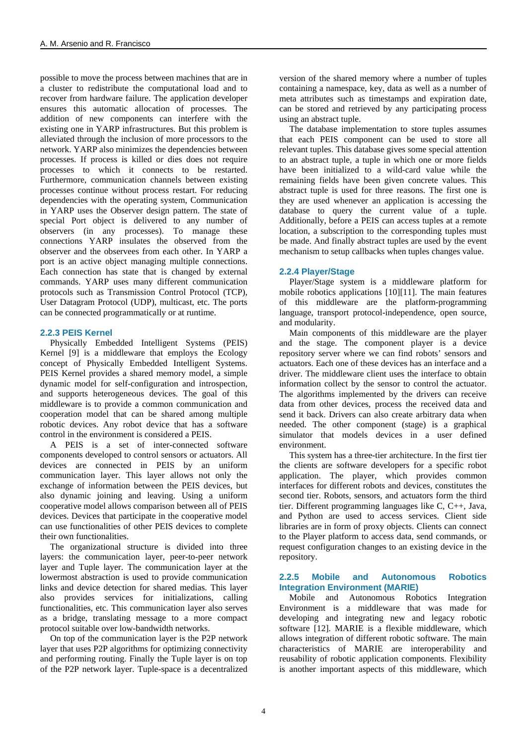possible to move the process between machines that are in a cluster to redistribute the computational load and to recover from hardware failure. The application developer ensures this automatic allocation of processes. The addition of new components can interfere with the existing one in YARP infrastructures. But this problem is alleviated through the inclusion of more processors to the network. YARP also minimizes the dependencies between processes. If process is killed or dies does not require processes to which it connects to be restarted. Furthermore, communication channels between existing processes continue without process restart. For reducing dependencies with the operating system, Communication in YARP uses the Observer design pattern. The state of special Port object is delivered to any number of observers (in any processes). To manage these connections YARP insulates the observed from the observer and the observees from each other. In YARP a port is an active object managing multiple connections. Each connection has state that is changed by external commands. YARP uses many different communication protocols such as Transmission Control Protocol (TCP), User Datagram Protocol (UDP), multicast, etc. The ports can be connected programmatically or at runtime.

### 2.2.3 PEIS Kernel

Physically Embedded Intelligent Systems (PEIS) Kernel [9] is a middleware that employs the Ecology concept of Physically Embedded Intelligent Systems. PEIS Kernel provides a shared memory model, a simple dynamic model for self-configuration and introspection, and supports heterogeneous devices. The goal of this middleware is to provide a common communication and cooperation model that can be shared among multiple robotic devices. Any robot device that has a software control in the environment is considered a PEIS.

A PEIS is a set of inter-connected software components developed to control sensors or actuators. All devices are connected in PEIS by an uniform communication layer. This layer allows not only the exchange of information between the PEIS devices, but also dynamic joining and leaving. Using a uniform cooperative model allows comparison between all of PEIS devices. Devices that participate in the cooperative model can use functionalities of other PEIS devices to complete their own functionalities.

The organizational structure is divided into three layers: the communication layer, peer-to-peer network layer and Tuple layer. The communication layer at the lowermost abstraction is used to provide communication links and device detection for shared medias. This layer also provides services for initializations, calling functionalities, etc. This communication layer also serves as a bridge, translating message to a more compact protocol suitable over low-bandwidth networks.

On top of the communication layer is the P2P network layer that uses P2P algorithms for optimizing connectivity and performing routing. Finally the Tuple layer is on top of the P2P network layer. Tuple-space is a decentralized version of the shared memory where a number of tuples containing a namespace, key, data as well as a number of meta attributes such as timestamps and expiration date, can be stored and retrieved by any participating process using an abstract tuple.

The database implementation to store tuples assumes that each PEIS component can be used to store all relevant tuples. This database gives some special attention to an abstract tuple, a tuple in which one or more fields have been initialized to a wild-card value while the remaining fields have been given concrete values. This abstract tuple is used for three reasons. The first one is they are used whenever an application is accessing the database to query the current value of a tuple. Additionally, before a PEIS can access tuples at a remote location, a subscription to the corresponding tuples must be made. And finally abstract tuples are used by the event mechanism to setup callbacks when tuples changes value.

### 2.2.4 Player/Stage

Player/Stage system is a middleware platform for mobile robotics applications [10][11]. The main features of this middleware are the platform-programming language, transport protocol-independence, open source, and modularity.

Main components of this middleware are the player and the stage. The component player is a device repository server where we can find robots' sensors and actuators. Each one of these devices has an interface and a driver. The middleware client uses the interface to obtain information collect by the sensor to control the actuator. The algorithms implemented by the drivers can receive data from other devices, process the received data and send it back. Drivers can also create arbitrary data when needed. The other component (stage) is a graphical simulator that models devices in a user defined environment.

This system has a three-tier architecture. In the first tier the clients are software developers for a specific robot application. The player, which provides common interfaces for different robots and devices, constitutes the second tier. Robots, sensors, and actuators form the third tier. Different programming languages like C, C++, Java, and Python are used to access services. Client side libraries are in form of proxy objects. Clients can connect to the Player platform to access data, send commands, or request configuration changes to an existing device in the repository.

### 2.2.5 Mobile and Autonomous Robotics Integration Environment (MARIE)

Mobile and Autonomous Robotics Integration Environment is a middleware that was made for developing and integrating new and legacy robotic software [12]. MARIE is a flexible middleware, which allows integration of different robotic software. The main characteristics of MARIE are interoperability and reusability of robotic application components. Flexibility is another important aspects of this middleware, which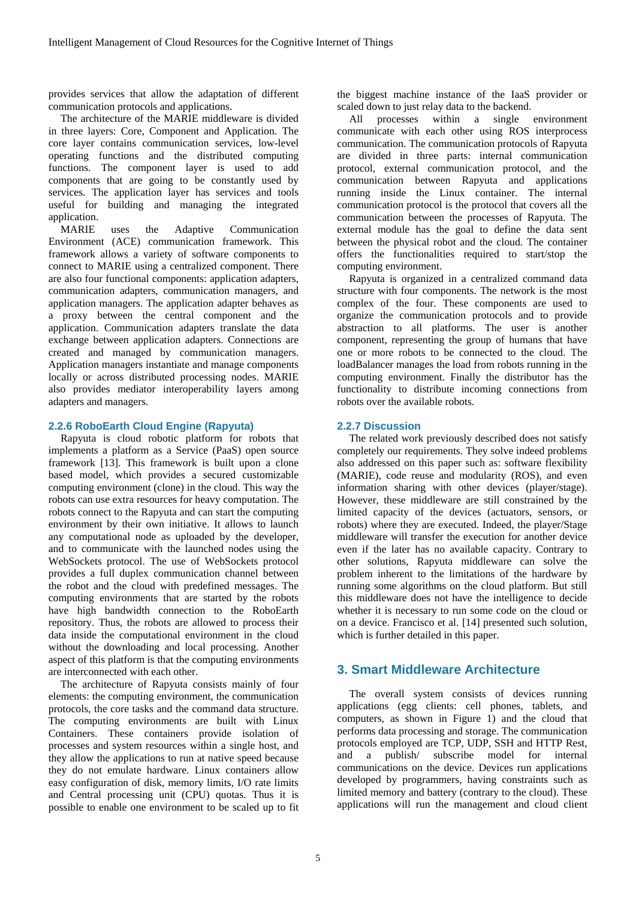provides services that allow the adaptation of different communication protocols and applications.

The architecture of the MARIE middleware is divided in three layers: Core, Component and Application. The core layer contains communication services, low-level operating functions and the distributed computing functions. The component layer is used to add components that are going to be constantly used by services. The application layer has services and tools useful for building and managing the integrated application.

MARIE uses the Adaptive Communication Environment (ACE) communication framework. This framework allows a variety of software components to connect to MARIE using a centralized component. There are also four functional components: application adapters, communication adapters, communication managers, and application managers. The application adapter behaves as a proxy between the central component and the application. Communication adapters translate the data exchange between application adapters. Connections are created and managed by communication managers. Application managers instantiate and manage components locally or across distributed processing nodes. MARIE also provides mediator interoperability layers among adapters and managers.

### 2.2.6 RoboEarth Cloud Engine (Rapyuta)

Rapyuta is cloud robotic platform for robots that implements a platform as a Service (PaaS) open source framework [13]. This framework is built upon a clone based model, which provides a secured customizable computing environment (clone) in the cloud. This way the robots can use extra resources for heavy computation. The robots connect to the Rapyuta and can start the computing environment by their own initiative. It allows to launch any computational node as uploaded by the developer, and to communicate with the launched nodes using the WebSockets protocol. The use of WebSockets protocol provides a full duplex communication channel between the robot and the cloud with predefined messages. The computing environments that are started by the robots have high bandwidth connection to the RoboEarth repository. Thus, the robots are allowed to process their data inside the computational environment in the cloud without the downloading and local processing. Another aspect of this platform is that the computing environments are interconnected with each other.

The architecture of Rapyuta consists mainly of four elements: the computing environment, the communication protocols, the core tasks and the command data structure. The computing environments are built with Linux Containers. These containers provide isolation of processes and system resources within a single host, and they allow the applications to run at native speed because they do not emulate hardware. Linux containers allow easy configuration of disk, memory limits, I/O rate limits and Central processing unit (CPU) quotas. Thus it is possible to enable one environment to be scaled up to fit the biggest machine instance of the IaaS provider or scaled down to just relay data to the backend.

All processes within a single environment communicate with each other using ROS interprocess communication. The communication protocols of Rapyuta are divided in three parts: internal communication protocol, external communication protocol, and the communication between Rapyuta and applications running inside the Linux container. The internal communication protocol is the protocol that covers all the communication between the processes of Rapyuta. The external module has the goal to define the data sent between the physical robot and the cloud. The container offers the functionalities required to start/stop the computing environment.

Rapyuta is organized in a centralized command data structure with four components. The network is the most complex of the four. These components are used to organize the communication protocols and to provide abstraction to all platforms. The user is another component, representing the group of humans that have one or more robots to be connected to the cloud. The loadBalancer manages the load from robots running in the computing environment. Finally the distributor has the functionality to distribute incoming connections from robots over the available robots.

### 2.2.7 Discussion

The related work previously described does not satisfy completely our requirements. They solve indeed problems also addressed on this paper such as: software flexibility (MARIE), code reuse and modularity (ROS), and even information sharing with other devices (player/stage). However, these middleware are still constrained by the limited capacity of the devices (actuators, sensors, or robots) where they are executed. Indeed, the player/Stage middleware will transfer the execution for another device even if the later has no available capacity. Contrary to other solutions, Rapyuta middleware can solve the problem inherent to the limitations of the hardware by running some algorithms on the cloud platform. But still this middleware does not have the intelligence to decide whether it is necessary to run some code on the cloud or on a device. Francisco et al. [14] presented such solution, which is further detailed in this paper.

## 3. Smart Middleware Architecture

The overall system consists of devices running applications (egg clients: cell phones, tablets, and computers, as shown in Figure 1) and the cloud that performs data processing and storage. The communication protocols employed are TCP, UDP, SSH and HTTP Rest, and a publish/ subscribe model for internal communications on the device. Devices run applications developed by programmers, having constraints such as limited memory and battery (contrary to the cloud). These applications will run the management and cloud client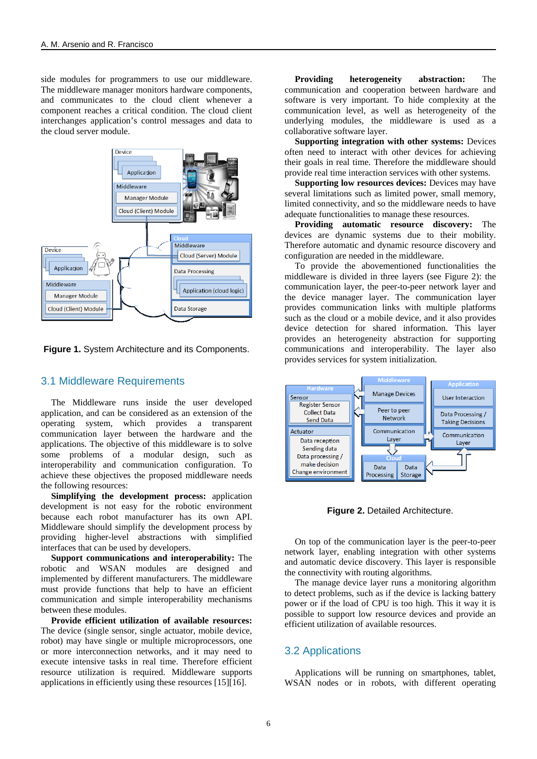side modules for programmers to use our middleware. The middleware manager monitors hardware components, and communicates to the cloud client whenever a component reaches a critical condition. The cloud client interchanges application's control messages and data to the cloud server module.

**Figure 1.** System Architecture and its Components.

## 3.1 Middleware Requirements

The Middleware runs inside the user developed application, and can be considered as an extension of the operating system, which provides a transparent communication layer between the hardware and the applications. The objective of this middleware is to solve some problems of a modular design, such as interoperability and communication configuration. To achieve these objectives the proposed middleware needs the following resources:

**Simplifying the development process:** application development is not easy for the robotic environment because each robot manufacturer has its own API. Middleware should simplify the development process by providing higher-level abstractions with simplified interfaces that can be used by developers.

**Support communications and interoperability:** The robotic and WSAN modules are designed and implemented by different manufacturers. The middleware must provide functions that help to have an efficient communication and simple interoperability mechanisms between these modules.

**Provide efficient utilization of available resources:** The device (single sensor, single actuator, mobile device, robot) may have single or multiple microprocessors, one or more interconnection networks, and it may need to execute intensive tasks in real time. Therefore efficient resource utilization is required. Middleware supports applications in efficiently using these resources [15][16].

**Providing heterogeneity abstraction:** The communication and cooperation between hardware and software is very important. To hide complexity at the communication level, as well as heterogeneity of the underlying modules, the middleware is used as a collaborative software layer.

**Supporting integration with other systems:** Devices often need to interact with other devices for achieving their goals in real time. Therefore the middleware should provide real time interaction services with other systems.

**Supporting low resources devices:** Devices may have several limitations such as limited power, small memory, limited connectivity, and so the middleware needs to have adequate functionalities to manage these resources.

**Providing automatic resource discovery:** The devices are dynamic systems due to their mobility. Therefore automatic and dynamic resource discovery and configuration are needed in the middleware.

To provide the abovementioned functionalities the middleware is divided in three layers (see Figure 2): the communication layer, the peer-to-peer network layer and the device manager layer. The communication layer provides communication links with multiple platforms such as the cloud or a mobile device, and it also provides device detection for shared information. This layer provides an heterogeneity abstraction for supporting communications and interoperability. The layer also provides services for system initialization.

**Figure 2.** Detailed Architecture.

On top of the communication layer is the peer-to-peer network layer, enabling integration with other systems and automatic device discovery. This layer is responsible the connectivity with routing algorithms.

The manage device layer runs a monitoring algorithm to detect problems, such as if the device is lacking battery power or if the load of CPU is too high. This it way it is possible to support low resource devices and provide an efficient utilization of available resources.

## 3.2 Applications

Applications will be running on smartphones, tablet, WSAN nodes or in robots, with different operating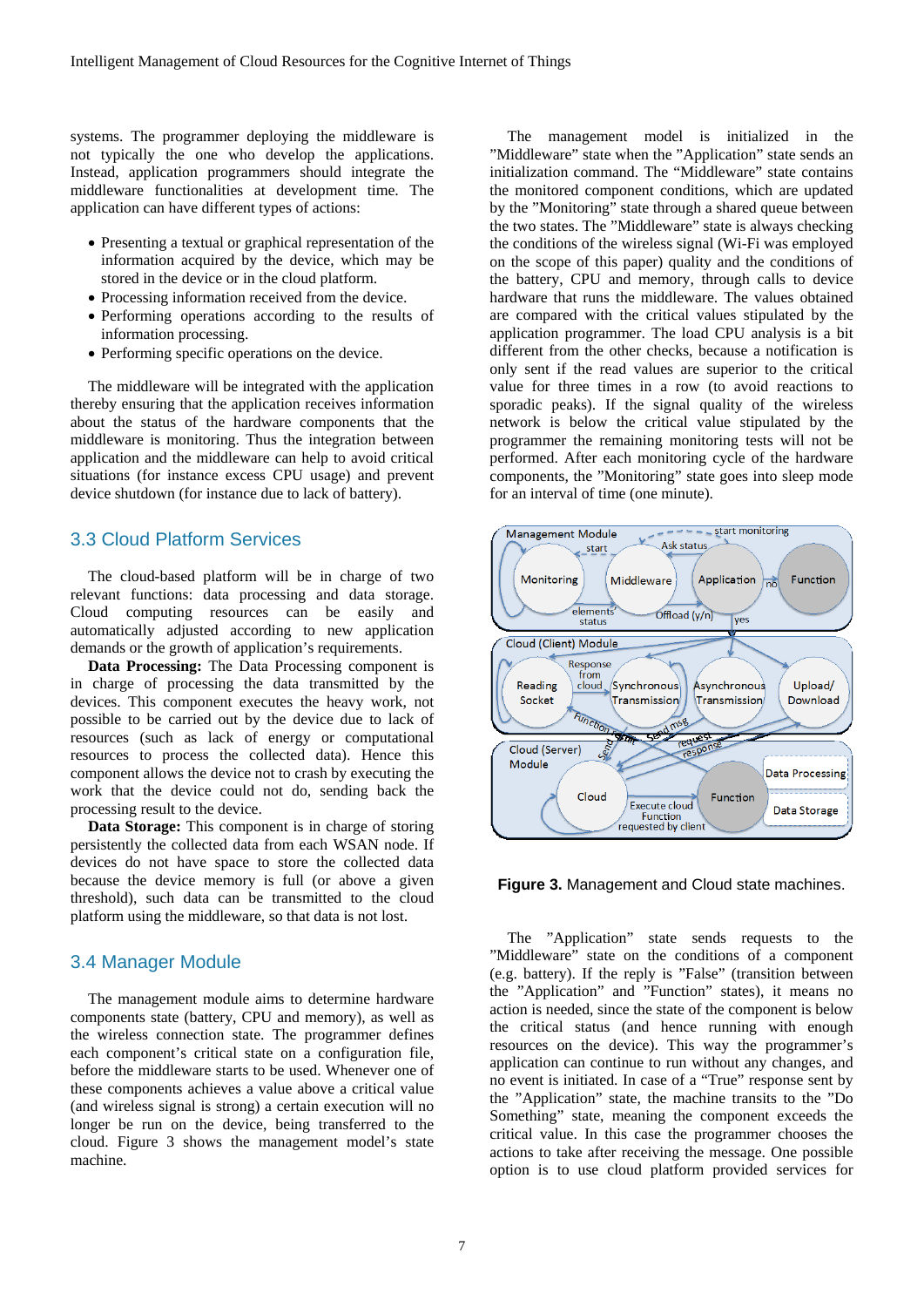systems. The programmer deploying the middleware is not typically the one who develop the applications. Instead, application programmers should integrate the middleware functionalities at development time. The application can have different types of actions:

- Presenting a textual or graphical representation of the information acquired by the device, which may be stored in the device or in the cloud platform.
- Processing information received from the device.
- Performing operations according to the results of information processing.
- Performing specific operations on the device.

The middleware will be integrated with the application thereby ensuring that the application receives information about the status of the hardware components that the middleware is monitoring. Thus the integration between application and the middleware can help to avoid critical situations (for instance excess CPU usage) and prevent device shutdown (for instance due to lack of battery).

## 3.3 Cloud Platform Services

The cloud-based platform will be in charge of two relevant functions: data processing and data storage. Cloud computing resources can be easily and automatically adjusted according to new application demands or the growth of application's requirements.

**Data Processing:** The Data Processing component is in charge of processing the data transmitted by the devices. This component executes the heavy work, not possible to be carried out by the device due to lack of resources (such as lack of energy or computational resources to process the collected data). Hence this component allows the device not to crash by executing the work that the device could not do, sending back the processing result to the device.

**Data Storage:** This component is in charge of storing persistently the collected data from each WSAN node. If devices do not have space to store the collected data because the device memory is full (or above a given threshold), such data can be transmitted to the cloud platform using the middleware, so that data is not lost.

## 3.4 Manager Module

The management module aims to determine hardware components state (battery, CPU and memory), as well as the wireless connection state. The programmer defines each component's critical state on a configuration file, before the middleware starts to be used. Whenever one of these components achieves a value above a critical value (and wireless signal is strong) a certain execution will no longer be run on the device, being transferred to the cloud. Figure 3 shows the management model's state machine.

The management model is initialized in the "Middleware" state when the "Application" state sends an initialization command. The "Middleware" state contains the monitored component conditions, which are updated by the "Monitoring" state through a shared queue between the two states. The "Middleware" state is always checking the conditions of the wireless signal (Wi-Fi was employed on the scope of this paper) quality and the conditions of the battery, CPU and memory, through calls to device hardware that runs the middleware. The values obtained are compared with the critical values stipulated by the application programmer. The load CPU analysis is a bit different from the other checks, because a notification is only sent if the read values are superior to the critical value for three times in a row (to avoid reactions to sporadic peaks). If the signal quality of the wireless network is below the critical value stipulated by the programmer the remaining monitoring tests will not be performed. After each monitoring cycle of the hardware components, the "Monitoring" state goes into sleep mode for an interval of time (one minute).

Management Module
start monitoring
start
Ask status
Monitoring
Middleware
Application
no
Function
elements status
Offload (y/n)
yes
Cloud (Client) Module
Response from cloud
Reading Socket
Synchronous Transmission
Asynchronous Transmission
Upload/ Download
Function result
Send msg
Send
request
response
Cloud (Server) Module
Data Processing
Cloud
Function
Data Storage
Execute cloud Function requested by client

**Figure 3.** Management and Cloud state machines.

The "Application" state sends requests to the "Middleware" state on the conditions of a component (e.g. battery). If the reply is "False" (transition between the "Application" and "Function" states), it means no action is needed, since the state of the component is below the critical status (and hence running with enough resources on the device). This way the programmer's application can continue to run without any changes, and no event is initiated. In case of a "True" response sent by the "Application" state, the machine transits to the "Do Something" state, meaning the component exceeds the critical value. In this case the programmer chooses the actions to take after receiving the message. One possible option is to use cloud platform provided services for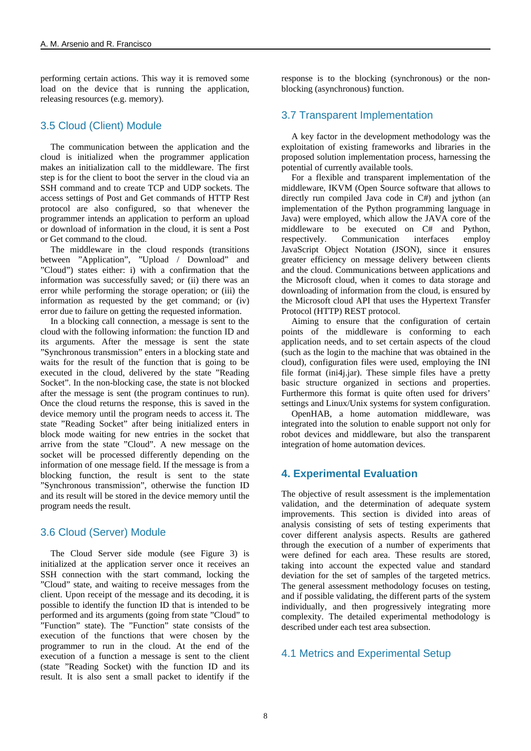performing certain actions. This way it is removed some load on the device that is running the application, releasing resources (e.g. memory).

## 3.5 Cloud (Client) Module

The communication between the application and the cloud is initialized when the programmer application makes an initialization call to the middleware. The first step is for the client to boot the server in the cloud via an SSH command and to create TCP and UDP sockets. The access settings of Post and Get commands of HTTP Rest protocol are also configured, so that whenever the programmer intends an application to perform an upload or download of information in the cloud, it is sent a Post or Get command to the cloud.

The middleware in the cloud responds (transitions between "Application", "Upload / Download" and "Cloud") states either: i) with a confirmation that the information was successfully saved; or (ii) there was an error while performing the storage operation; or (iii) the information as requested by the get command; or (iv) error due to failure on getting the requested information.

In a blocking call connection, a message is sent to the cloud with the following information: the function ID and its arguments. After the message is sent the state "Synchronous transmission" enters in a blocking state and waits for the result of the function that is going to be executed in the cloud, delivered by the state "Reading Socket". In the non-blocking case, the state is not blocked after the message is sent (the program continues to run). Once the cloud returns the response, this is saved in the device memory until the program needs to access it. The state "Reading Socket" after being initialized enters in block mode waiting for new entries in the socket that arrive from the state "Cloud". A new message on the socket will be processed differently depending on the information of one message field. If the message is from a blocking function, the result is sent to the state "Synchronous transmission", otherwise the function ID and its result will be stored in the device memory until the program needs the result.

## 3.6 Cloud (Server) Module

The Cloud Server side module (see Figure 3) is initialized at the application server once it receives an SSH connection with the start command, locking the "Cloud" state, and waiting to receive messages from the client. Upon receipt of the message and its decoding, it is possible to identify the function ID that is intended to be performed and its arguments (going from state "Cloud" to "Function" state). The "Function" state consists of the execution of the functions that were chosen by the programmer to run in the cloud. At the end of the execution of a function a message is sent to the client (state "Reading Socket) with the function ID and its result. It is also sent a small packet to identify if the response is to the blocking (synchronous) or the non-blocking (asynchronous) function.

## 3.7 Transparent Implementation

A key factor in the development methodology was the exploitation of existing frameworks and libraries in the proposed solution implementation process, harnessing the potential of currently available tools.

For a flexible and transparent implementation of the middleware, IKVM (Open Source software that allows to directly run compiled Java code in C#) and jython (an implementation of the Python programming language in Java) were employed, which allow the JAVA core of the middleware to be executed on C# and Python, respectively. Communication interfaces employ JavaScript Object Notation (JSON), since it ensures greater efficiency on message delivery between clients and the cloud. Communications between applications and the Microsoft cloud, when it comes to data storage and downloading of information from the cloud, is ensured by the Microsoft cloud API that uses the Hypertext Transfer Protocol (HTTP) REST protocol.

Aiming to ensure that the configuration of certain points of the middleware is conforming to each application needs, and to set certain aspects of the cloud (such as the login to the machine that was obtained in the cloud), configuration files were used, employing the INI file format (ini4j.jar). These simple files have a pretty basic structure organized in sections and properties. Furthermore this format is quite often used for drivers' settings and Linux/Unix systems for system configuration.

OpenHAB, a home automation middleware, was integrated into the solution to enable support not only for robot devices and middleware, but also the transparent integration of home automation devices.

# 4. Experimental Evaluation

The objective of result assessment is the implementation validation, and the determination of adequate system improvements. This section is divided into areas of analysis consisting of sets of testing experiments that cover different analysis aspects. Results are gathered through the execution of a number of experiments that were defined for each area. These results are stored, taking into account the expected value and standard deviation for the set of samples of the targeted metrics. The general assessment methodology focuses on testing, and if possible validating, the different parts of the system individually, and then progressively integrating more complexity. The detailed experimental methodology is described under each test area subsection.

## 4.1 Metrics and Experimental Setup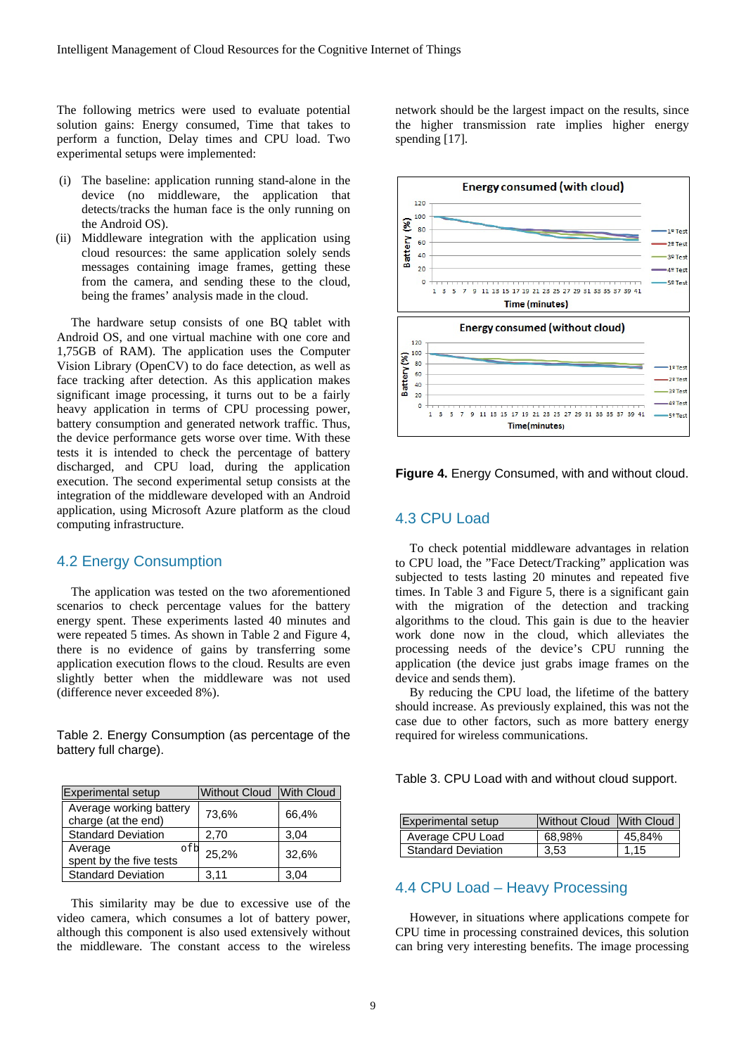The following metrics were used to evaluate potential solution gains: Energy consumed, Time that takes to perform a function, Delay times and CPU load. Two experimental setups were implemented:

(i) The baseline: application running stand-alone in the device (no middleware, the application that detects/tracks the human face is the only running on the Android OS).
(ii) Middleware integration with the application using cloud resources: the same application solely sends messages containing image frames, getting these from the camera, and sending these to the cloud, being the frames' analysis made in the cloud.

The hardware setup consists of one BQ tablet with Android OS, and one virtual machine with one core and 1,75GB of RAM). The application uses the Computer Vision Library (OpenCV) to do face detection, as well as face tracking after detection. As this application makes significant image processing, it turns out to be a fairly heavy application in terms of CPU processing power, battery consumption and generated network traffic. Thus, the device performance gets worse over time. With these tests it is intended to check the percentage of battery discharged, and CPU load, during the application execution. The second experimental setup consists at the integration of the middleware developed with an Android application, using Microsoft Azure platform as the cloud computing infrastructure.

## 4.2 Energy Consumption

The application was tested on the two aforementioned scenarios to check percentage values for the battery energy spent. These experiments lasted 40 minutes and were repeated 5 times. As shown in Table 2 and Figure 4, there is no evidence of gains by transferring some application execution flows to the cloud. Results are even slightly better when the middleware was not used (difference never exceeded 8%).

Table 2. Energy Consumption (as percentage of the battery full charge).

| Experimental setup | Without Cloud | With Cloud |
|---|---|---|
| Average working battery charge (at the end) | 73,6% | 66,4% |
| Standard Deviation | 2,70 | 3,04 |
| Average ofb spent by the five tests | 25,2% | 32,6% |
| Standard Deviation | 3,11 | 3,04 |

This similarity may be due to excessive use of the video camera, which consumes a lot of battery power, although this component is also used extensively without the middleware. The constant access to the wireless network should be the largest impact on the results, since the higher transmission rate implies higher energy spending [17].

**Figure 4.** Energy Consumed, with and without cloud.

## 4.3 CPU Load

To check potential middleware advantages in relation to CPU load, the "Face Detect/Tracking" application was subjected to tests lasting 20 minutes and repeated five times. In Table 3 and Figure 5, there is a significant gain with the migration of the detection and tracking algorithms to the cloud. This gain is due to the heavier work done now in the cloud, which alleviates the processing needs of the device's CPU running the application (the device just grabs image frames on the device and sends them).

By reducing the CPU load, the lifetime of the battery should increase. As previously explained, this was not the case due to other factors, such as more battery energy required for wireless communications.

Table 3. CPU Load with and without cloud support.

| Experimental setup | Without Cloud | With Cloud |
|---|---|---|
| Average CPU Load | 68,98% | 45,84% |
| Standard Deviation | 3,53 | 1,15 |

## 4.4 CPU Load – Heavy Processing

However, in situations where applications compete for CPU time in processing constrained devices, this solution can bring very interesting benefits. The image processing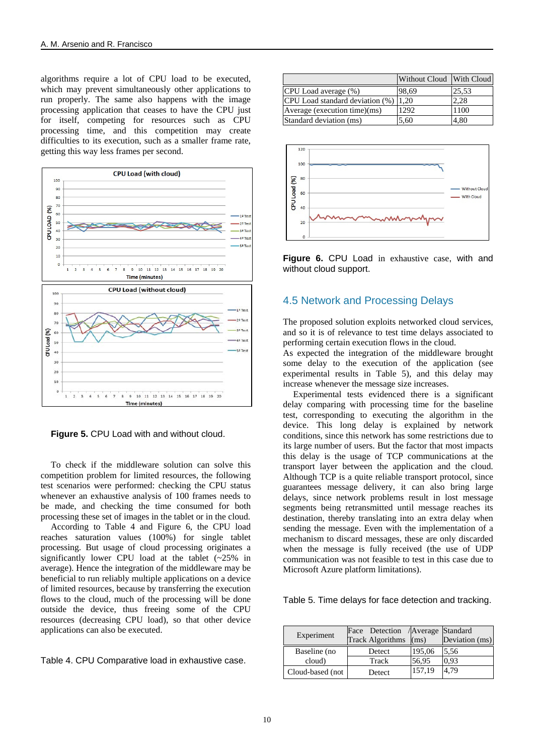algorithms require a lot of CPU load to be executed, which may prevent simultaneously other applications to run properly. The same also happens with the image processing application that ceases to have the CPU just for itself, competing for resources such as CPU processing time, and this competition may create difficulties to its execution, such as a smaller frame rate, getting this way less frames per second.

**Figure 5.** CPU Load with and without cloud.

To check if the middleware solution can solve this competition problem for limited resources, the following test scenarios were performed: checking the CPU status whenever an exhaustive analysis of 100 frames needs to be made, and checking the time consumed for both processing these set of images in the tablet or in the cloud.

According to Table 4 and Figure 6, the CPU load reaches saturation values (100%) for single tablet processing. But usage of cloud processing originates a significantly lower CPU load at the tablet (~25% in average). Hence the integration of the middleware may be beneficial to run reliably multiple applications on a device of limited resources, because by transferring the execution flows to the cloud, much of the processing will be done outside the device, thus freeing some of the CPU resources (decreasing CPU load), so that other device applications can also be executed.

Table 4. CPU Comparative load in exhaustive case.

| | Without Cloud | With Cloud |
|---|---|---|
| CPU Load average (%) | 98,69 | 25,53 |
| CPU Load standard deviation (%) | 1,20 | 2,28 |
| Average (execution time)(ms) | 1292 | 1100 |
| Standard deviation (ms) | 5,60 | 4,80 |

**Figure 6.** CPU Load in exhaustive case, with and without cloud support.

## 4.5 Network and Processing Delays

The proposed solution exploits networked cloud services, and so it is of relevance to test time delays associated to performing certain execution flows in the cloud.

As expected the integration of the middleware brought some delay to the execution of the application (see experimental results in Table 5), and this delay may increase whenever the message size increases.

Experimental tests evidenced there is a significant delay comparing with processing time for the baseline test, corresponding to executing the algorithm in the device. This long delay is explained by network conditions, since this network has some restrictions due to its large number of users. But the factor that most impacts this delay is the usage of TCP communications at the transport layer between the application and the cloud. Although TCP is a quite reliable transport protocol, since guarantees message delivery, it can also bring large delays, since network problems result in lost message segments being retransmitted until message reaches its destination, thereby translating into an extra delay when sending the message. Even with the implementation of a mechanism to discard messages, these are only discarded when the message is fully received (the use of UDP communication was not feasible to test in this case due to Microsoft Azure platform limitations).

Table 5. Time delays for face detection and tracking.

| Experiment | Face Detection / Track Algorithms | Average (ms) | Standard Deviation (ms) |
|---|---|---|---|
| Baseline (no cloud) | Detect | 195,06 | 5,56 |
| | Track | 56,95 | 0,93 |
| Cloud-based (not | Detect | 157,19 | 4,79 |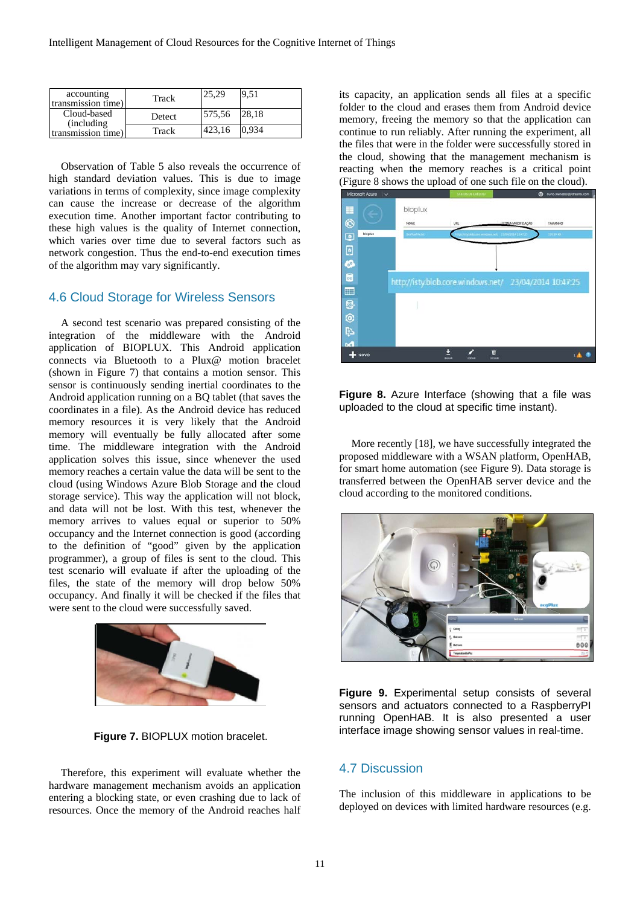| accounting transmission time) | Track | 25,29 | 9,51 |
|---|---|---|---|
| Cloud-based (including transmission time) | Detect | 575,56 | 28,18 |
| | Track | 423,16 | 0,934 |

Observation of Table 5 also reveals the occurrence of high standard deviation values. This is due to image variations in terms of complexity, since image complexity can cause the increase or decrease of the algorithm execution time. Another important factor contributing to these high values is the quality of Internet connection, which varies over time due to several factors such as network congestion. Thus the end-to-end execution times of the algorithm may vary significantly.

## 4.6 Cloud Storage for Wireless Sensors

A second test scenario was prepared consisting of the integration of the middleware with the Android application of BIOPLUX. This Android application connects via Bluetooth to a Plux@ motion bracelet (shown in Figure 7) that contains a motion sensor. This sensor is continuously sending inertial coordinates to the Android application running on a BQ tablet (that saves the coordinates in a file). As the Android device has reduced memory resources it is very likely that the Android memory will eventually be fully allocated after some time. The middleware integration with the Android application solves this issue, since whenever the used memory reaches a certain value the data will be sent to the cloud (using Windows Azure Blob Storage and the cloud storage service). This way the application will not block, and data will not be lost. With this test, whenever the memory arrives to values equal or superior to 50% occupancy and the Internet connection is good (according to the definition of "good" given by the application programmer), a group of files is sent to the cloud. This test scenario will evaluate if after the uploading of the files, the state of the memory will drop below 50% occupancy. And finally it will be checked if the files that were sent to the cloud were successfully saved.

**Figure 7.** BIOPLUX motion bracelet.

Therefore, this experiment will evaluate whether the hardware management mechanism avoids an application entering a blocking state, or even crashing due to lack of resources. Once the memory of the Android reaches half its capacity, an application sends all files at a specific folder to the cloud and erases them from Android device memory, freeing the memory so that the application can continue to run reliably. After running the experiment, all the files that were in the folder were successfully stored in the cloud, showing that the management mechanism is reacting when the memory reaches is a critical point (Figure 8 shows the upload of one such file on the cloud).

**Figure 8.** Azure Interface (showing that a file was uploaded to the cloud at specific time instant).

More recently [18], we have successfully integrated the proposed middleware with a WSAN platform, OpenHAB, for smart home automation (see Figure 9). Data storage is transferred between the OpenHAB server device and the cloud according to the monitored conditions.

**Figure 9.** Experimental setup consists of several sensors and actuators connected to a RaspberryPI running OpenHAB. It is also presented a user interface image showing sensor values in real-time.

## 4.7 Discussion

The inclusion of this middleware in applications to be deployed on devices with limited hardware resources (e.g.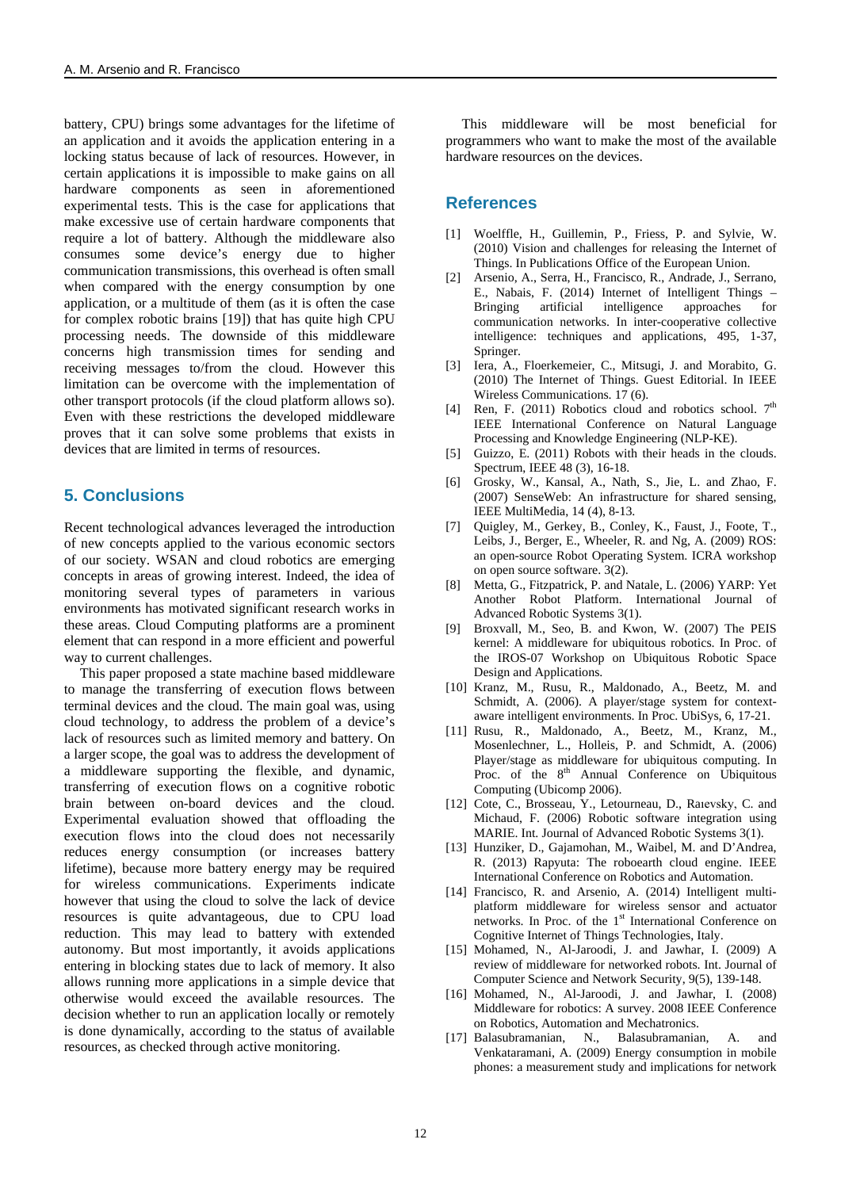battery, CPU) brings some advantages for the lifetime of an application and it avoids the application entering in a locking status because of lack of resources. However, in certain applications it is impossible to make gains on all hardware components as seen in aforementioned experimental tests. This is the case for applications that make excessive use of certain hardware components that require a lot of battery. Although the middleware also consumes some device's energy due to higher communication transmissions, this overhead is often small when compared with the energy consumption by one application, or a multitude of them (as it is often the case for complex robotic brains [19]) that has quite high CPU processing needs. The downside of this middleware concerns high transmission times for sending and receiving messages to/from the cloud. However this limitation can be overcome with the implementation of other transport protocols (if the cloud platform allows so). Even with these restrictions the developed middleware proves that it can solve some problems that exists in devices that are limited in terms of resources.

## 5. Conclusions

Recent technological advances leveraged the introduction of new concepts applied to the various economic sectors of our society. WSAN and cloud robotics are emerging concepts in areas of growing interest. Indeed, the idea of monitoring several types of parameters in various environments has motivated significant research works in these areas. Cloud Computing platforms are a prominent element that can respond in a more efficient and powerful way to current challenges.

This paper proposed a state machine based middleware to manage the transferring of execution flows between terminal devices and the cloud. The main goal was, using cloud technology, to address the problem of a device's lack of resources such as limited memory and battery. On a larger scope, the goal was to address the development of a middleware supporting the flexible, and dynamic, transferring of execution flows on a cognitive robotic brain between on-board devices and the cloud. Experimental evaluation showed that offloading the execution flows into the cloud does not necessarily reduces energy consumption (or increases battery lifetime), because more battery energy may be required for wireless communications. Experiments indicate however that using the cloud to solve the lack of device resources is quite advantageous, due to CPU load reduction. This may lead to battery with extended autonomy. But most importantly, it avoids applications entering in blocking states due to lack of memory. It also allows running more applications in a simple device that otherwise would exceed the available resources. The decision whether to run an application locally or remotely is done dynamically, according to the status of available resources, as checked through active monitoring.

This middleware will be most beneficial for programmers who want to make the most of the available hardware resources on the devices.

## References

[1] Woelffle, H., Guillemin, P., Friess, P. and Sylvie, W. (2010) Vision and challenges for releasing the Internet of Things. In Publications Office of the European Union.

[2] Arsenio, A., Serra, H., Francisco, R., Andrade, J., Serrano, E., Nabais, F. (2014) Internet of Intelligent Things – Bringing artificial intelligence approaches for communication networks. In inter-cooperative collective intelligence: techniques and applications, 495, 1-37, Springer.

[3] Iera, A., Floerkemeier, C., Mitsugi, J. and Morabito, G. (2010) The Internet of Things. Guest Editorial. In IEEE Wireless Communications. 17 (6).

[4] Ren, F. (2011) Robotics cloud and robotics school. 7th IEEE International Conference on Natural Language Processing and Knowledge Engineering (NLP-KE).

[5] Guizzo, E. (2011) Robots with their heads in the clouds. Spectrum, IEEE 48 (3), 16-18.

[6] Grosky, W., Kansal, A., Nath, S., Jie, L. and Zhao, F. (2007) SenseWeb: An infrastructure for shared sensing, IEEE MultiMedia, 14 (4), 8-13.

[7] Quigley, M., Gerkey, B., Conley, K., Faust, J., Foote, T., Leibs, J., Berger, E., Wheeler, R. and Ng, A. (2009) ROS: an open-source Robot Operating System. ICRA workshop on open source software. 3(2).

[8] Metta, G., Fitzpatrick, P. and Natale, L. (2006) YARP: Yet Another Robot Platform. International Journal of Advanced Robotic Systems 3(1).

[9] Broxvall, M., Seo, B. and Kwon, W. (2007) The PEIS kernel: A middleware for ubiquitous robotics. In Proc. of the IROS-07 Workshop on Ubiquitous Robotic Space Design and Applications.

[10] Kranz, M., Rusu, R., Maldonado, A., Beetz, M. and Schmidt, A. (2006). A player/stage system for context-aware intelligent environments. In Proc. UbiSys, 6, 17-21.

[11] Rusu, R., Maldonado, A., Beetz, M., Kranz, M., Mosenlechner, L., Holleis, P. and Schmidt, A. (2006) Player/stage as middleware for ubiquitous computing. In Proc. of the 8th Annual Conference on Ubiquitous Computing (Ubicomp 2006).

[12] Cote, C., Brosseau, Y., Letourneau, D., Raıevsky, C. and Michaud, F. (2006) Robotic software integration using MARIE. Int. Journal of Advanced Robotic Systems 3(1).

[13] Hunziker, D., Gajamohan, M., Waibel, M. and D'Andrea, R. (2013) Rapyuta: The roboearth cloud engine. IEEE International Conference on Robotics and Automation.

[14] Francisco, R. and Arsenio, A. (2014) Intelligent multi-platform middleware for wireless sensor and actuator networks. In Proc. of the 1st International Conference on Cognitive Internet of Things Technologies, Italy.

[15] Mohamed, N., Al-Jaroodi, J. and Jawhar, I. (2009) A review of middleware for networked robots. Int. Journal of Computer Science and Network Security, 9(5), 139-148.

[16] Mohamed, N., Al-Jaroodi, J. and Jawhar, I. (2008) Middleware for robotics: A survey. 2008 IEEE Conference on Robotics, Automation and Mechatronics.

[17] Balasubramanian, N., Balasubramanian, A. and Venkataramani, A. (2009) Energy consumption in mobile phones: a measurement study and implications for network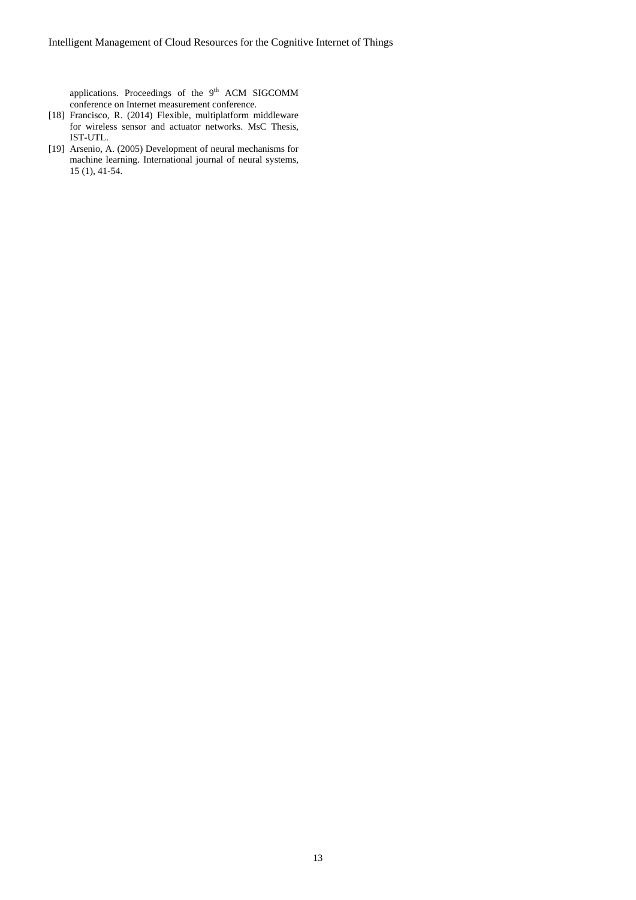applications. Proceedings of the 9th ACM SIGCOMM conference on Internet measurement conference.

[18] Francisco, R. (2014) Flexible, multiplatform middleware for wireless sensor and actuator networks. MsC Thesis, IST-UTL.

[19] Arsenio, A. (2005) Development of neural mechanisms for machine learning. International journal of neural systems, 15 (1), 41-54.